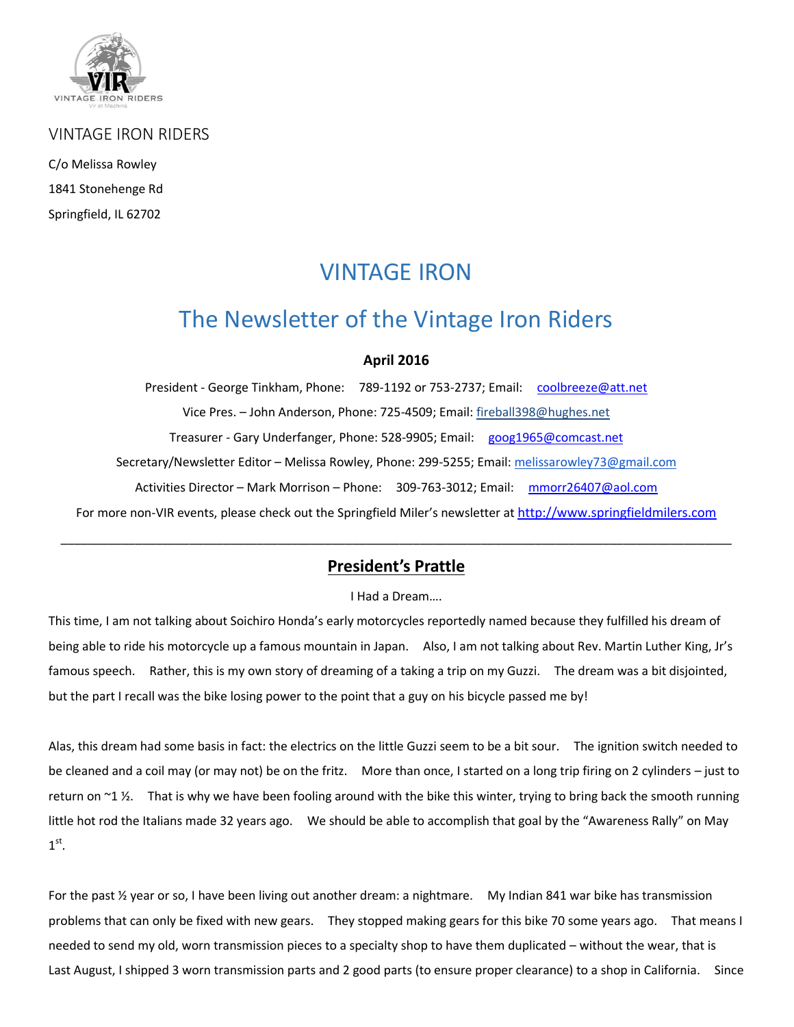VINTAGE IRON RIDERS

C/o Melissa Rowley

1841 Stonehenge Rd

Springfield, IL 62702

# VINTAGE IRON

## The Newsletter of the Vintage Iron Riders

**April 2016**

President - George Tinkham, Phone: 789-1192 or 753-2737; Email: coolbreeze@att.net

Vice Pres. – John Anderson, Phone: 725-4509; Email: fireball398@hughes.net

Treasurer - Gary Underfanger, Phone: 528-9905; Email: goog1965@comcast.net

Secretary/Newsletter Editor – Melissa Rowley, Phone: 299-5255; Email: melissarowley73@gmail.com

Activities Director – Mark Morrison – Phone: 309-763-3012; Email: mmorr26407@aol.com

For more non-VIR events, please check out the Springfield Miler's newsletter at http://www.springfieldmilers.com

---

### President's Prattle

I Had a Dream….

This time, I am not talking about Soichiro Honda's early motorcycles reportedly named because they fulfilled his dream of being able to ride his motorcycle up a famous mountain in Japan. Also, I am not talking about Rev. Martin Luther King, Jr's famous speech. Rather, this is my own story of dreaming of a taking a trip on my Guzzi. The dream was a bit disjointed, but the part I recall was the bike losing power to the point that a guy on his bicycle passed me by!

Alas, this dream had some basis in fact: the electrics on the little Guzzi seem to be a bit sour. The ignition switch needed to be cleaned and a coil may (or may not) be on the fritz. More than once, I started on a long trip firing on 2 cylinders – just to return on ~1 ½. That is why we have been fooling around with the bike this winter, trying to bring back the smooth running little hot rod the Italians made 32 years ago. We should be able to accomplish that goal by the "Awareness Rally" on May 1st.

For the past ½ year or so, I have been living out another dream: a nightmare. My Indian 841 war bike has transmission problems that can only be fixed with new gears. They stopped making gears for this bike 70 some years ago. That means I needed to send my old, worn transmission pieces to a specialty shop to have them duplicated – without the wear, that is Last August, I shipped 3 worn transmission parts and 2 good parts (to ensure proper clearance) to a shop in California. Since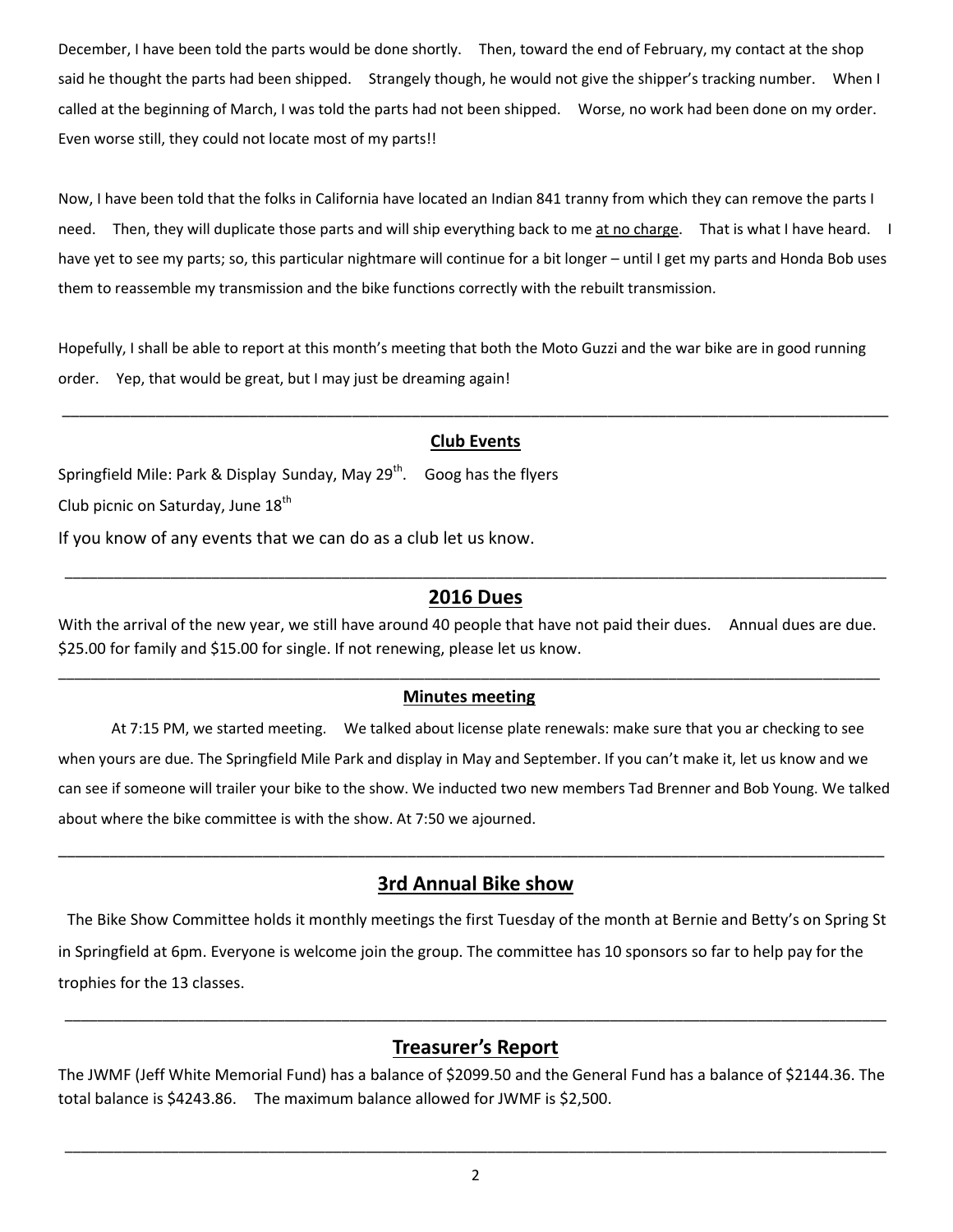December, I have been told the parts would be done shortly. Then, toward the end of February, my contact at the shop said he thought the parts had been shipped. Strangely though, he would not give the shipper's tracking number. When I called at the beginning of March, I was told the parts had not been shipped. Worse, no work had been done on my order. Even worse still, they could not locate most of my parts!!

Now, I have been told that the folks in California have located an Indian 841 tranny from which they can remove the parts I need. Then, they will duplicate those parts and will ship everything back to me <u>at no charge</u>. That is what I have heard. I have yet to see my parts; so, this particular nightmare will continue for a bit longer – until I get my parts and Honda Bob uses them to reassemble my transmission and the bike functions correctly with the rebuilt transmission.

Hopefully, I shall be able to report at this month's meeting that both the Moto Guzzi and the war bike are in good running order. Yep, that would be great, but I may just be dreaming again!

---

## Club Events

Springfield Mile: Park & Display Sunday, May 29th. Goog has the flyers

Club picnic on Saturday, June 18th

If you know of any events that we can do as a club let us know.

---

## 2016 Dues

With the arrival of the new year, we still have around 40 people that have not paid their dues. Annual dues are due. $25.00 for family and $15.00 for single. If not renewing, please let us know.

---

## Minutes meeting

At 7:15 PM, we started meeting. We talked about license plate renewals: make sure that you ar checking to see when yours are due. The Springfield Mile Park and display in May and September. If you can't make it, let us know and we can see if someone will trailer your bike to the show. We inducted two new members Tad Brenner and Bob Young. We talked about where the bike committee is with the show. At 7:50 we ajourned.

---

## 3rd Annual Bike show

The Bike Show Committee holds it monthly meetings the first Tuesday of the month at Bernie and Betty's on Spring St in Springfield at 6pm. Everyone is welcome join the group. The committee has 10 sponsors so far to help pay for the trophies for the 13 classes.

---

## Treasurer's Report

The JWMF (Jeff White Memorial Fund) has a balance of $2099.50 and the General Fund has a balance of $2144.36. The total balance is $4243.86. The maximum balance allowed for JWMF is $2,500.

---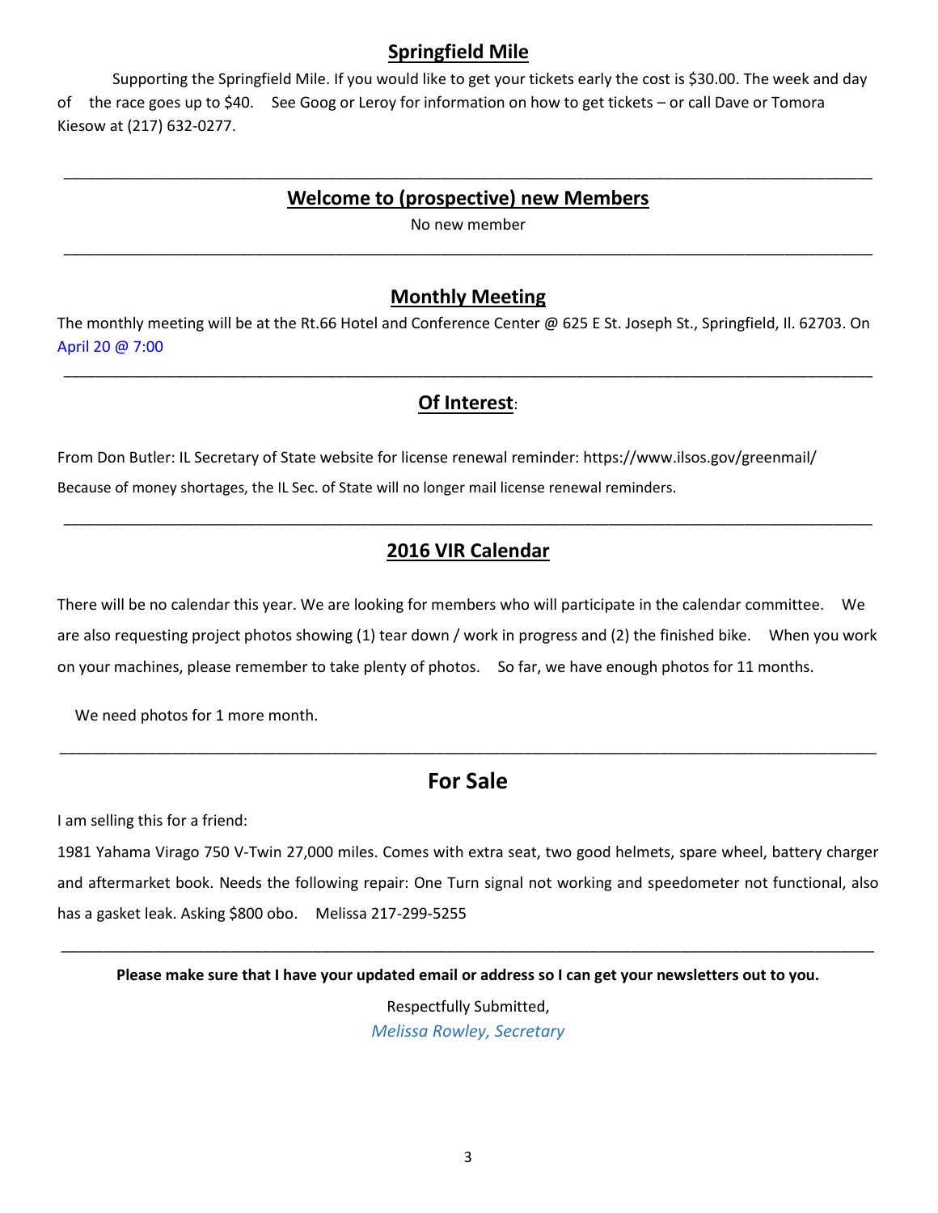## Springfield Mile

Supporting the Springfield Mile. If you would like to get your tickets early the cost is $30.00. The week and day of the race goes up to $40. See Goog or Leroy for information on how to get tickets – or call Dave or Tomora Kiesow at (217) 632-0277.

---

## Welcome to (prospective) new Members

No new member

---

## Monthly Meeting

The monthly meeting will be at the Rt.66 Hotel and Conference Center @ 625 E St. Joseph St., Springfield, Il. 62703. On April 20 @ 7:00

---

## Of Interest:

From Don Butler: IL Secretary of State website for license renewal reminder: https://www.ilsos.gov/greenmail/

Because of money shortages, the IL Sec. of State will no longer mail license renewal reminders.

---

## 2016 VIR Calendar

There will be no calendar this year. We are looking for members who will participate in the calendar committee. We are also requesting project photos showing (1) tear down / work in progress and (2) the finished bike. When you work on your machines, please remember to take plenty of photos. So far, we have enough photos for 11 months.

We need photos for 1 more month.

---

## For Sale

I am selling this for a friend:

1981 Yahama Virago 750 V-Twin 27,000 miles. Comes with extra seat, two good helmets, spare wheel, battery charger and aftermarket book. Needs the following repair: One Turn signal not working and speedometer not functional, also has a gasket leak. Asking $800 obo. Melissa 217-299-5255

---

**Please make sure that I have your updated email or address so I can get your newsletters out to you.**

Respectfully Submitted,

*Melissa Rowley, Secretary*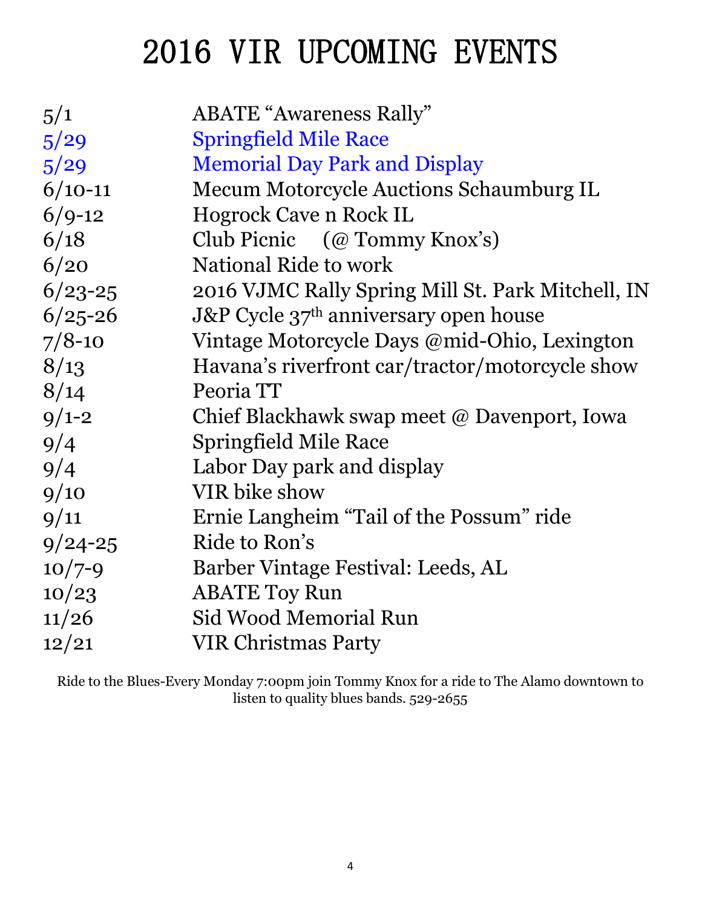# 2016 VIR UPCOMING EVENTS

| | |
|---|---|
| 5/1 | ABATE "Awareness Rally" |
| 5/29 | Springfield Mile Race |
| 5/29 | Memorial Day Park and Display |
| 6/10-11 | Mecum Motorcycle Auctions Schaumburg IL |
| 6/9-12 | Hogrock Cave n Rock IL |
| 6/18 | Club Picnic (@ Tommy Knox's) |
| 6/20 | National Ride to work |
| 6/23-25 | 2016 VJMC Rally Spring Mill St. Park Mitchell, IN |
| 6/25-26 | J&P Cycle 37th anniversary open house |
| 7/8-10 | Vintage Motorcycle Days @mid-Ohio, Lexington |
| 8/13 | Havana's riverfront car/tractor/motorcycle show |
| 8/14 | Peoria TT |
| 9/1-2 | Chief Blackhawk swap meet @ Davenport, Iowa |
| 9/4 | Springfield Mile Race |
| 9/4 | Labor Day park and display |
| 9/10 | VIR bike show |
| 9/11 | Ernie Langheim "Tail of the Possum" ride |
| 9/24-25 | Ride to Ron's |
| 10/7-9 | Barber Vintage Festival: Leeds, AL |
| 10/23 | ABATE Toy Run |
| 11/26 | Sid Wood Memorial Run |
| 12/21 | VIR Christmas Party |

Ride to the Blues-Every Monday 7:00pm join Tommy Knox for a ride to The Alamo downtown to listen to quality blues bands. 529-2655